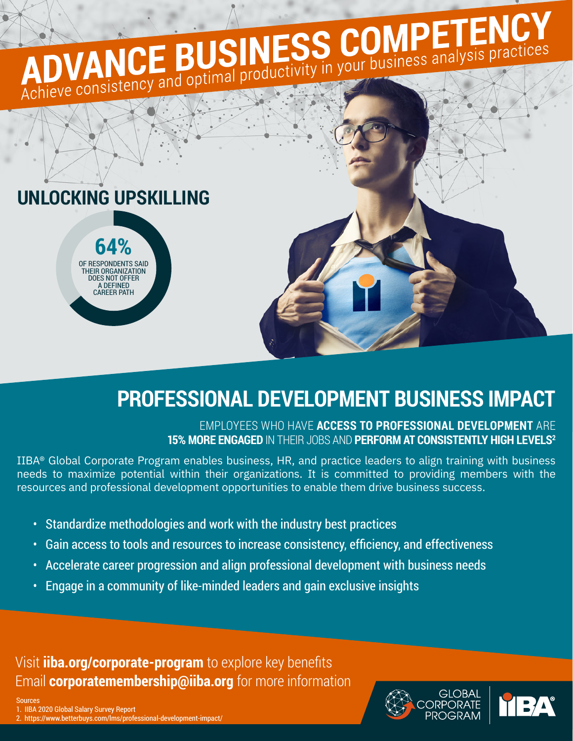# ADVANCE BUSINESS COMPETENCY

Achieve consistency and optimal productivity in your business analysis practices

## UNLOCKING UPSKILLING

**64%** OF RESPONDENTS SAID THEIR ORGANIZATION DOES NOT OFFER A DEFINED CAREER PATH

## PROFESSIONAL DEVELOPMENT BUSINESS IMPACT

EMPLOYEES WHO HAVE **ACCESS TO PROFESSIONAL DEVELOPMENT** ARE **15% MORE ENGAGED** IN THEIR JOBS AND **PERFORM AT CONSISTENTLY HIGH LEVELS**[2]

IIBA® Global Corporate Program enables business, HR, and practice leaders to align training with business needs to maximize potential within their organizations. It is committed to providing members with the resources and professional development opportunities to enable them drive business success.

- Standardize methodologies and work with the industry best practices
- Gain access to tools and resources to increase consistency, efficiency, and effectiveness
- Accelerate career progression and align professional development with business needs
- Engage in a community of like-minded leaders and gain exclusive insights

Visit **iiba.org/corporate-program** to explore key benefits
Email **corporatemembership@iiba.org** for more information

Sources
1. IIBA 2020 Global Salary Survey Report
2. https://www.betterbuys.com/lms/professional-development-impact/

GLOBAL CORPORATE PROGRAM

IIBA®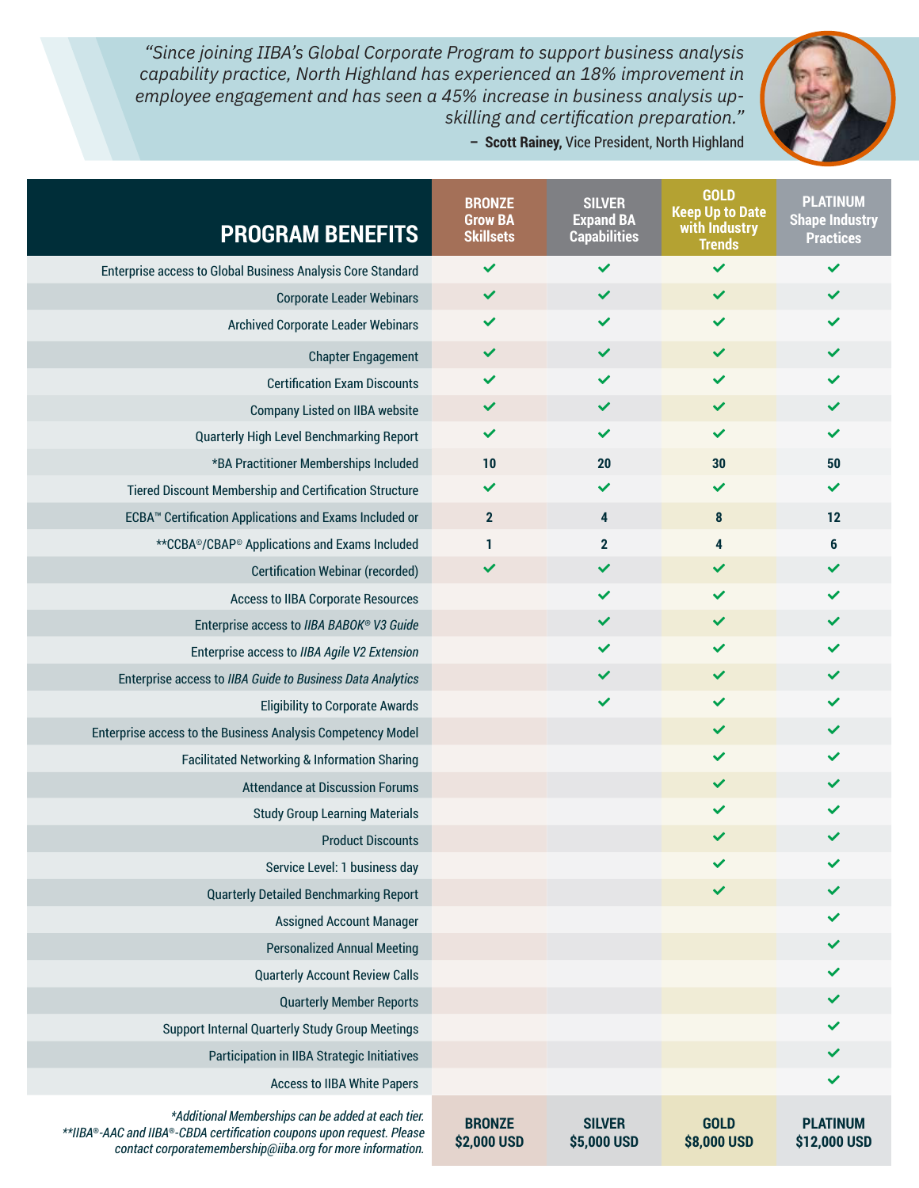> *"Since joining IIBA's Global Corporate Program to support business analysis capability practice, North Highland has experienced an 18% improvement in employee engagement and has seen a 45% increase in business analysis up-skilling and certification preparation."*
>
> – **Scott Rainey,** Vice President, North Highland

| PROGRAM BENEFITS | BRONZE Grow BA Skillsets | SILVER Expand BA Capabilities | GOLD Keep Up to Date with Industry Trends | PLATINUM Shape Industry Practices |
|---|---|---|---|---|
| Enterprise access to Global Business Analysis Core Standard | ✓ | ✓ | ✓ | ✓ |
| Corporate Leader Webinars | ✓ | ✓ | ✓ | ✓ |
| Archived Corporate Leader Webinars | ✓ | ✓ | ✓ | ✓ |
| Chapter Engagement | ✓ | ✓ | ✓ | ✓ |
| Certification Exam Discounts | ✓ | ✓ | ✓ | ✓ |
| Company Listed on IIBA website | ✓ | ✓ | ✓ | ✓ |
| Quarterly High Level Benchmarking Report | ✓ | ✓ | ✓ | ✓ |
| *BA Practitioner Memberships Included | 10 | 20 | 30 | 50 |
| Tiered Discount Membership and Certification Structure | ✓ | ✓ | ✓ | ✓ |
| ECBA™ Certification Applications and Exams Included or | 2 | 4 | 8 | 12 |
| **CCBA®/CBAP® Applications and Exams Included | 1 | 2 | 4 | 6 |
| Certification Webinar (recorded) | ✓ | ✓ | ✓ | ✓ |
| Access to IIBA Corporate Resources | | ✓ | ✓ | ✓ |
| Enterprise access to *IIBA BABOK® V3 Guide* | | ✓ | ✓ | ✓ |
| Enterprise access to *IIBA Agile V2 Extension* | | ✓ | ✓ | ✓ |
| Enterprise access to *IIBA Guide to Business Data Analytics* | | ✓ | ✓ | ✓ |
| Eligibility to Corporate Awards | | ✓ | ✓ | ✓ |
| Enterprise access to the Business Analysis Competency Model | | | ✓ | ✓ |
| Facilitated Networking & Information Sharing | | | ✓ | ✓ |
| Attendance at Discussion Forums | | | ✓ | ✓ |
| Study Group Learning Materials | | | ✓ | ✓ |
| Product Discounts | | | ✓ | ✓ |
| Service Level: 1 business day | | | ✓ | ✓ |
| Quarterly Detailed Benchmarking Report | | | ✓ | ✓ |
| Assigned Account Manager | | | | ✓ |
| Personalized Annual Meeting | | | | ✓ |
| Quarterly Account Review Calls | | | | ✓ |
| Quarterly Member Reports | | | | ✓ |
| Support Internal Quarterly Study Group Meetings | | | | ✓ |
| Participation in IIBA Strategic Initiatives | | | | ✓ |
| Access to IIBA White Papers | | | | ✓ |
| *\*Additional Memberships can be added at each tier. \*\*IIBA®-AAC and IIBA®-CBDA certification coupons upon request. Please contact corporatemembership@iiba.org for more information.* | **BRONZE $2,000 USD** | **SILVER $5,000 USD** | **GOLD $8,000 USD** | **PLATINUM $12,000 USD** |